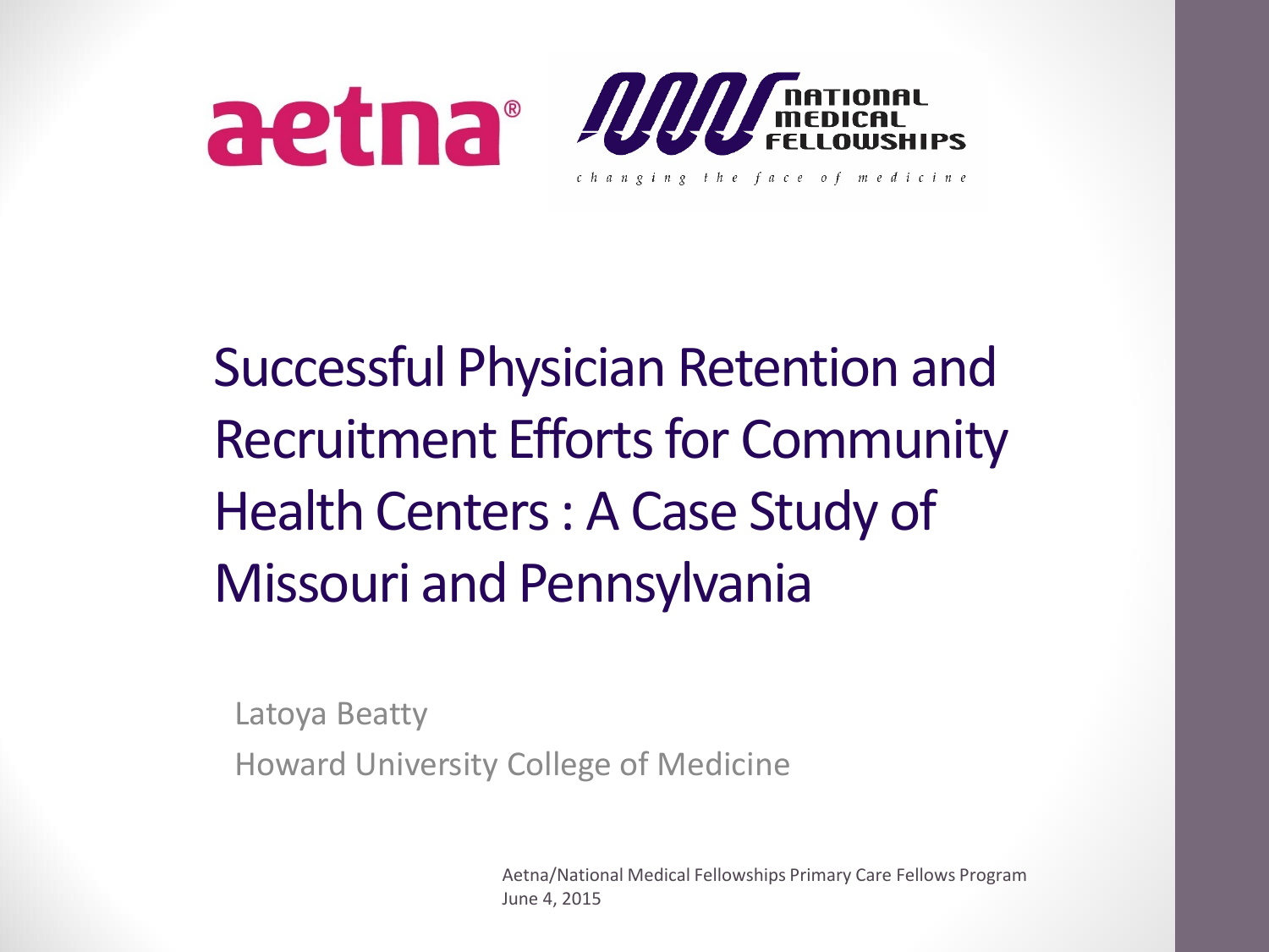aetna®

NATIONAL MEDICAL FELLOWSHIPS

*changing the face of medicine*

# Successful Physician Retention and Recruitment Efforts for Community Health Centers : A Case Study of Missouri and Pennsylvania

Latoya Beatty

Howard University College of Medicine

Aetna/National Medical Fellowships Primary Care Fellows Program

June 4, 2015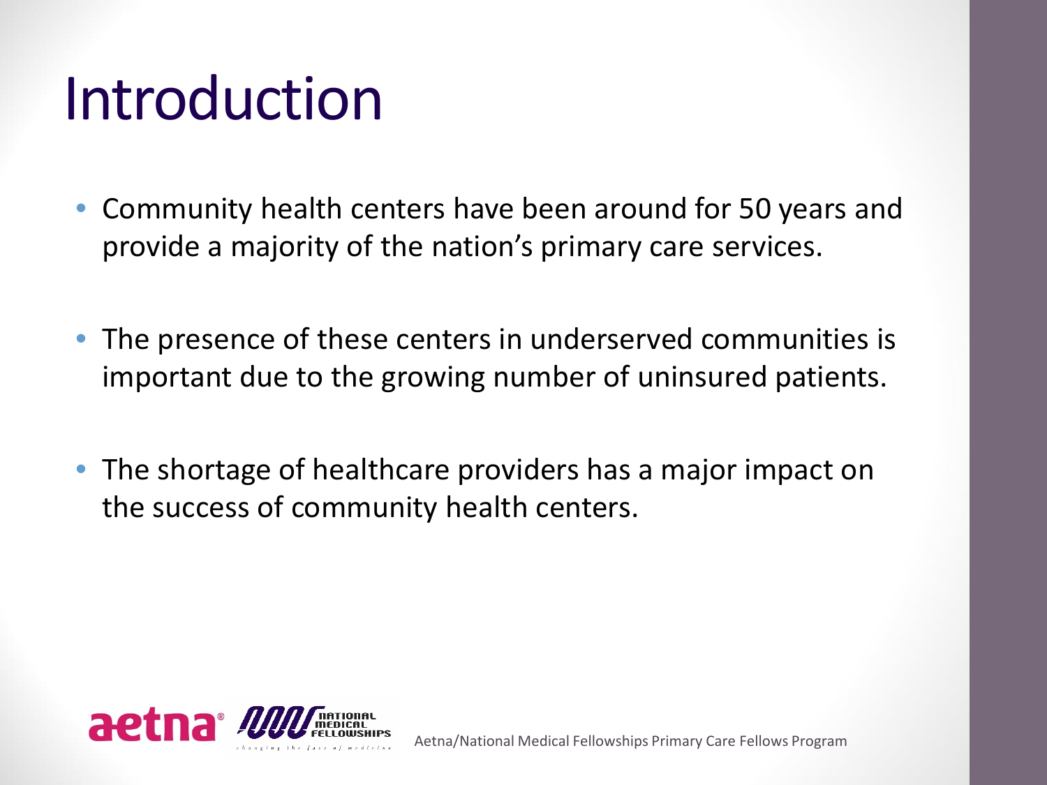# Introduction

- Community health centers have been around for 50 years and provide a majority of the nation's primary care services.
- The presence of these centers in underserved communities is important due to the growing number of uninsured patients.
- The shortage of healthcare providers has a major impact on the success of community health centers.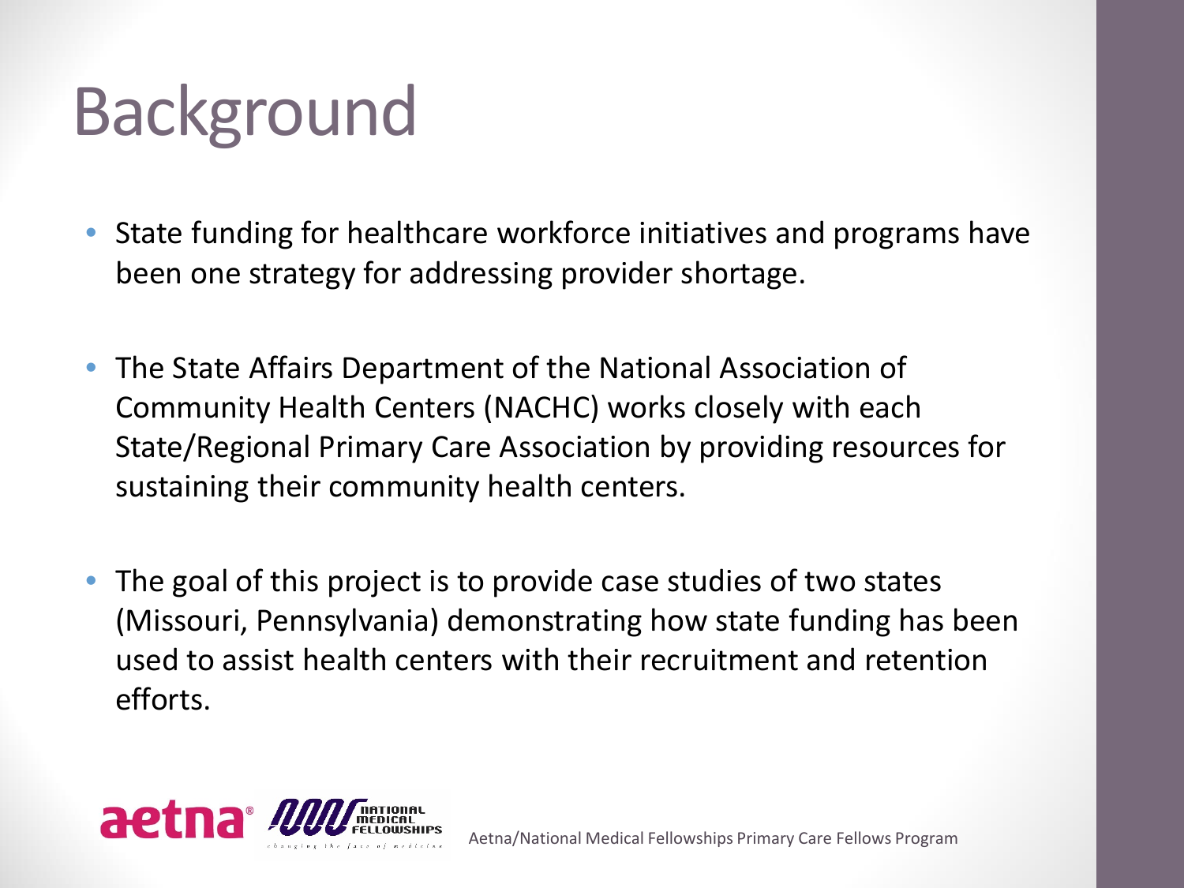# Background

- State funding for healthcare workforce initiatives and programs have been one strategy for addressing provider shortage.

- The State Affairs Department of the National Association of Community Health Centers (NACHC) works closely with each State/Regional Primary Care Association by providing resources for sustaining their community health centers.

- The goal of this project is to provide case studies of two states (Missouri, Pennsylvania) demonstrating how state funding has been used to assist health centers with their recruitment and retention efforts.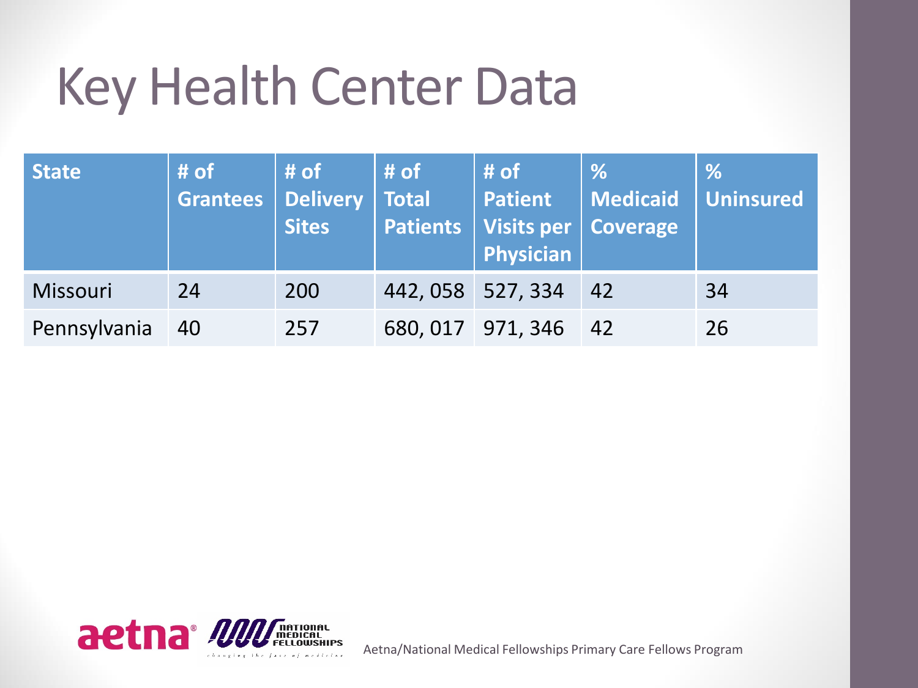# Key Health Center Data

| State | # of Grantees | # of Delivery Sites | # of Total Patients | # of Patient Visits per Physician | % Medicaid Coverage | % Uninsured |
|---|---|---|---|---|---|---|
| Missouri | 24 | 200 | 442, 058 | 527, 334 | 42 | 34 |
| Pennsylvania | 40 | 257 | 680, 017 | 971, 346 | 42 | 26 |

Aetna/National Medical Fellowships Primary Care Fellows Program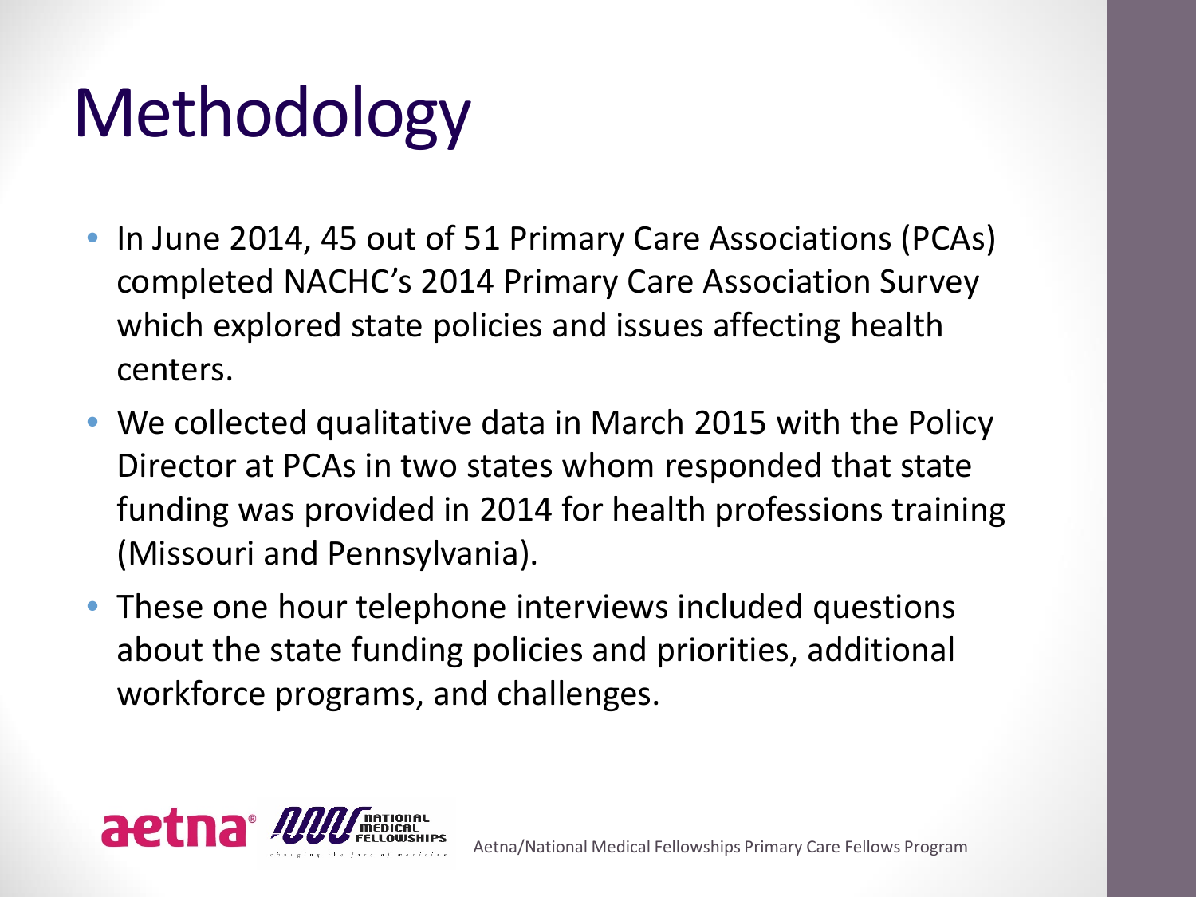# Methodology

- In June 2014, 45 out of 51 Primary Care Associations (PCAs) completed NACHC's 2014 Primary Care Association Survey which explored state policies and issues affecting health centers.
- We collected qualitative data in March 2015 with the Policy Director at PCAs in two states whom responded that state funding was provided in 2014 for health professions training (Missouri and Pennsylvania).
- These one hour telephone interviews included questions about the state funding policies and priorities, additional workforce programs, and challenges.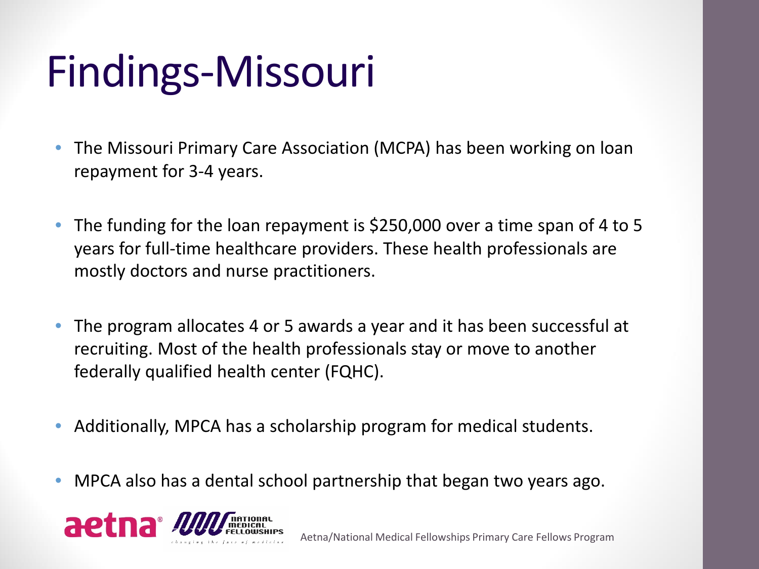# Findings-Missouri

- The Missouri Primary Care Association (MCPA) has been working on loan repayment for 3-4 years.
- The funding for the loan repayment is $250,000 over a time span of 4 to 5 years for full-time healthcare providers. These health professionals are mostly doctors and nurse practitioners.
- The program allocates 4 or 5 awards a year and it has been successful at recruiting. Most of the health professionals stay or move to another federally qualified health center (FQHC).
- Additionally, MPCA has a scholarship program for medical students.
- MPCA also has a dental school partnership that began two years ago.

Aetna/National Medical Fellowships Primary Care Fellows Program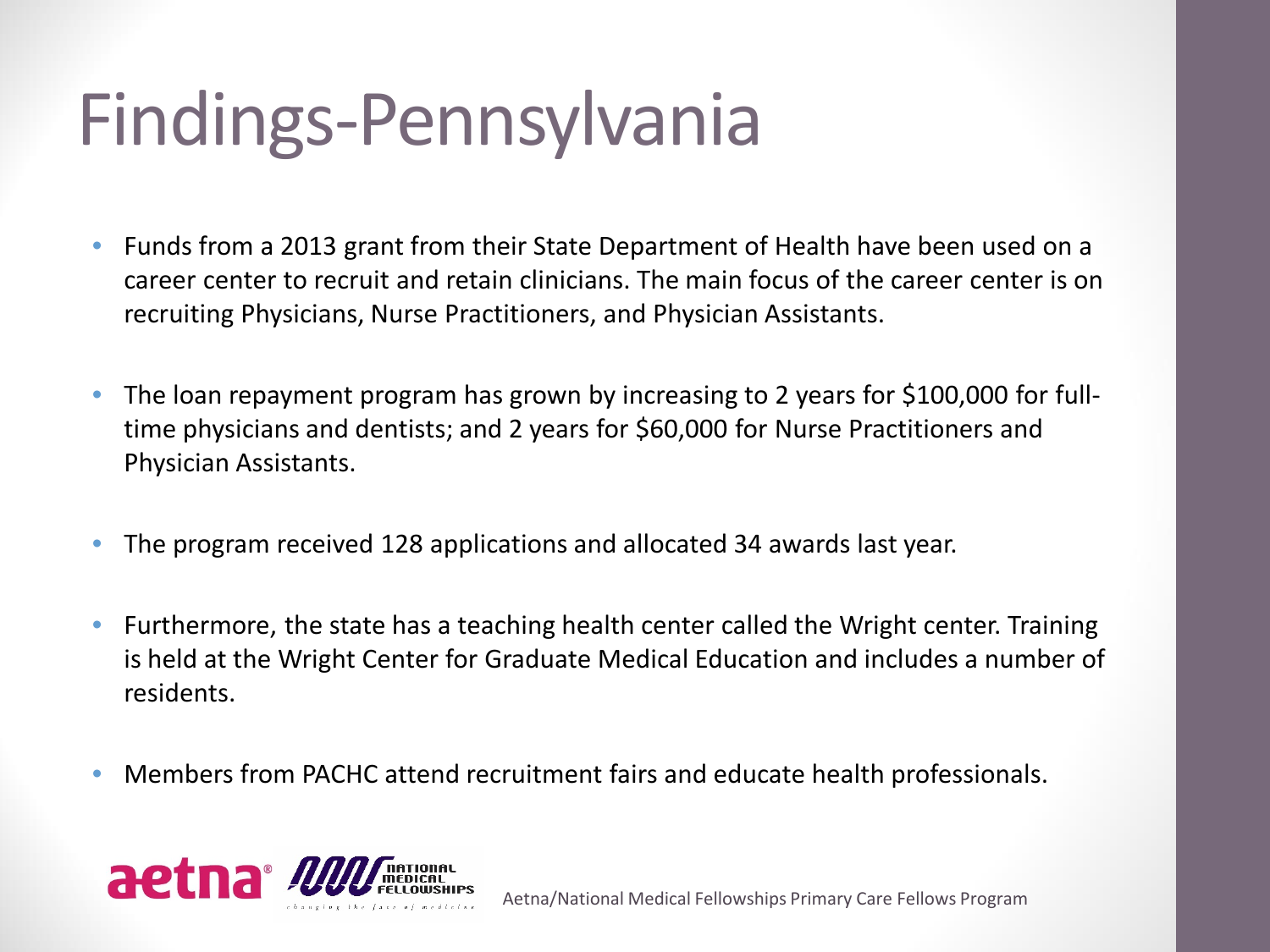# Findings-Pennsylvania

- Funds from a 2013 grant from their State Department of Health have been used on a career center to recruit and retain clinicians. The main focus of the career center is on recruiting Physicians, Nurse Practitioners, and Physician Assistants.
- The loan repayment program has grown by increasing to 2 years for $100,000 for full-time physicians and dentists; and 2 years for $60,000 for Nurse Practitioners and Physician Assistants.
- The program received 128 applications and allocated 34 awards last year.
- Furthermore, the state has a teaching health center called the Wright center. Training is held at the Wright Center for Graduate Medical Education and includes a number of residents.
- Members from PACHC attend recruitment fairs and educate health professionals.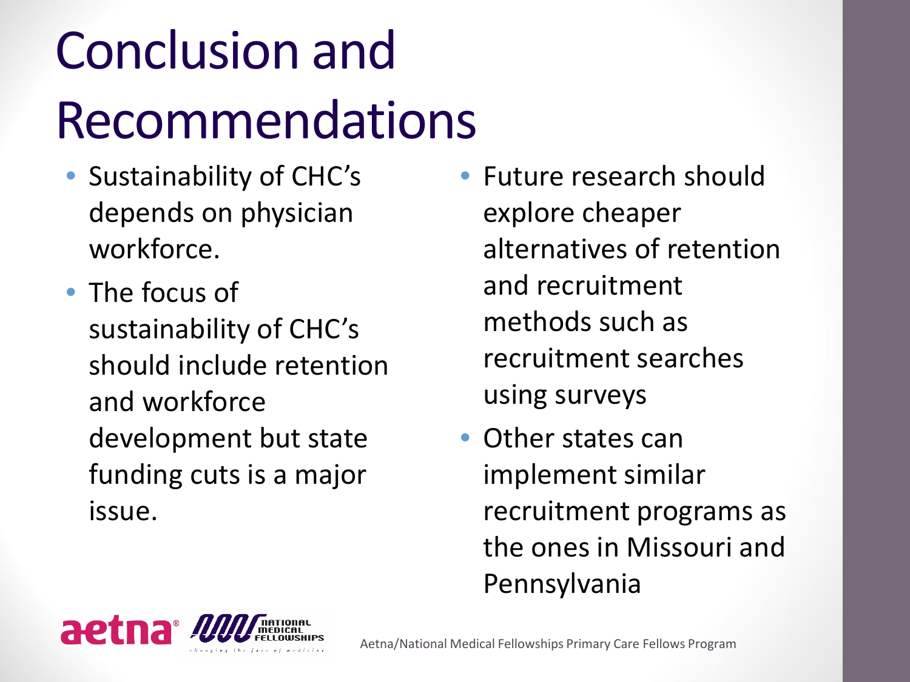# Conclusion and Recommendations

- Sustainability of CHC's depends on physician workforce.
- The focus of sustainability of CHC's should include retention and workforce development but state funding cuts is a major issue.
- Future research should explore cheaper alternatives of retention and recruitment methods such as recruitment searches using surveys
- Other states can implement similar recruitment programs as the ones in Missouri and Pennsylvania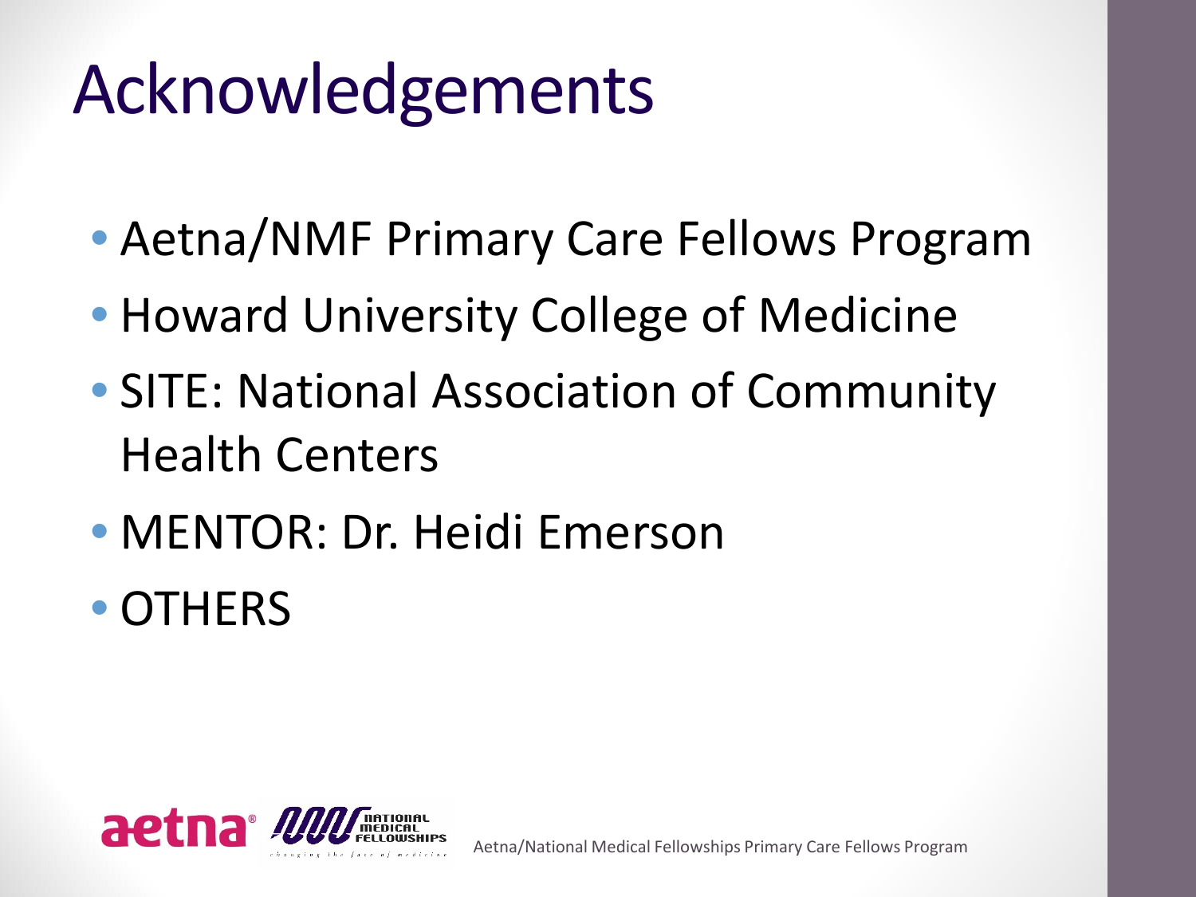# Acknowledgements

- Aetna/NMF Primary Care Fellows Program
- Howard University College of Medicine
- SITE: National Association of Community Health Centers
- MENTOR: Dr. Heidi Emerson
- OTHERS

Aetna/National Medical Fellowships Primary Care Fellows Program